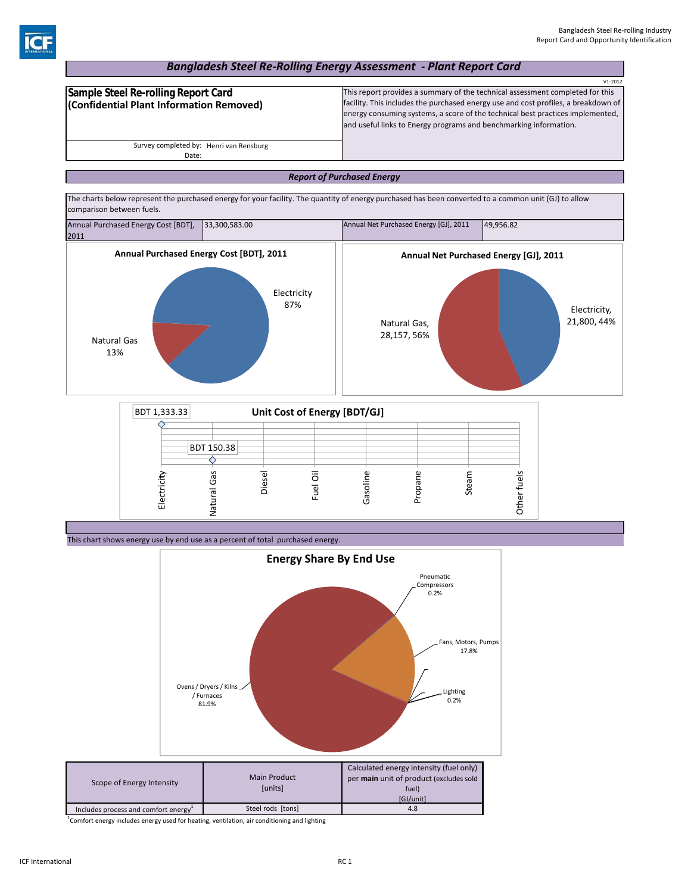# Bangladesh Steel Re-Rolling Energy Assessment - Plant Report Card

V1-2012

| Sample Steel Re-rolling Report Card (Confidential Plant Information Removed) | This report provides a summary of the technical assessment completed for this facility. This includes the purchased energy use and cost profiles, a breakdown of energy consuming systems, a score of the technical best practices implemented, and useful links to Energy programs and benchmarking information. |
|---|---|

Survey completed by: Henri van Rensburg

Date:

## Report of Purchased Energy

The charts below represent the purchased energy for your facility. The quantity of energy purchased has been converted to a common unit (GJ) to allow comparison between fuels.

| Annual Purchased Energy Cost [BDT], 2011 | 33,300,583.00 | Annual Net Purchased Energy [GJ], 2011 | 49,956.82 |
|---|---|---|---|

**Annual Purchased Energy Cost [BDT], 2011**

- Electricity 87%
- Natural Gas 13%

**Annual Net Purchased Energy [GJ], 2011**

- Electricity, 21,800, 44%
- Natural Gas, 28,157, 56%

**Unit Cost of Energy [BDT/GJ]**

| Electricity | Natural Gas | Diesel | Fuel Oil | Gasoline | Propane | Steam | Other fuels |
|---|---|---|---|---|---|---|---|
| BDT 1,333.33 | BDT 150.38 | | | | | | |

This chart shows energy use by end use as a percent of total purchased energy.

**Energy Share By End Use**

- Ovens / Dryers / Kilns / Furnaces 81.9%
- Fans, Motors, Pumps 17.8%
- Pneumatic Compressors 0.2%
- Lighting 0.2%

| Scope of Energy Intensity | Main Product [units] | Calculated energy intensity (fuel only) per **main** unit of product (excludes sold fuel) [GJ/unit] |
|---|---|---|
| Includes process and comfort energy[1] | Steel rods [tons] | 4.8 |

[1]Comfort energy includes energy used for heating, ventilation, air conditioning and lighting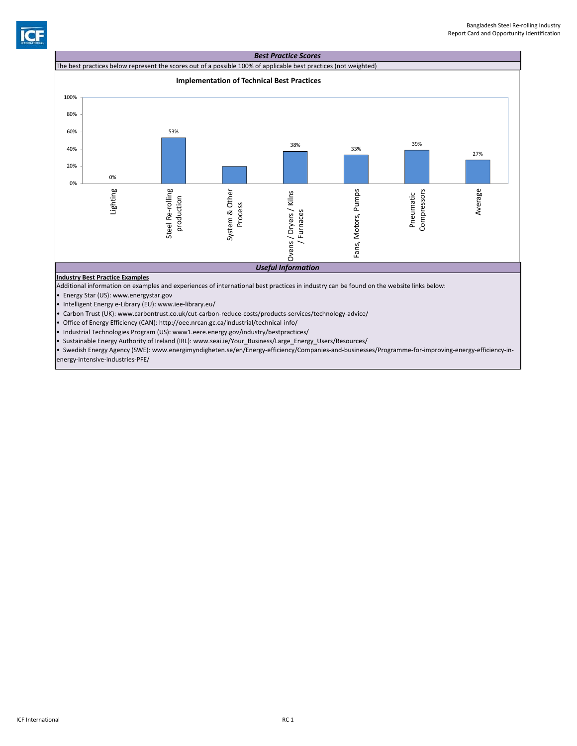## *Best Practice Scores*

The best practices below represent the scores out of a possible 100% of applicable best practices (not weighted)

**Implementation of Technical Best Practices**

| Category | Score |
|---|---|
| Lighting | 0% |
| Steel Re-rolling production | 53% |
| System & Other Process | |
| Ovens / Dryers / Kilns / Furnaces | 38% |
| Fans, Motors, Pumps | 33% |
| Pneumatic Compressors | 39% |
| Average | 27% |

## *Useful Information*

**Industry Best Practice Examples**

Additional information on examples and experiences of international best practices in industry can be found on the website links below:

- Energy Star (US): www.energystar.gov
- Intelligent Energy e-Library (EU): www.iee-library.eu/
- Carbon Trust (UK): www.carbontrust.co.uk/cut-carbon-reduce-costs/products-services/technology-advice/
- Office of Energy Efficiency (CAN): http://oee.nrcan.gc.ca/industrial/technical-info/
- Industrial Technologies Program (US): www1.eere.energy.gov/industry/bestpractices/
- Sustainable Energy Authority of Ireland (IRL): www.seai.ie/Your_Business/Large_Energy_Users/Resources/
- Swedish Energy Agency (SWE): www.energimyndigheten.se/en/Energy-efficiency/Companies-and-businesses/Programme-for-improving-energy-efficiency-in-energy-intensive-industries-PFE/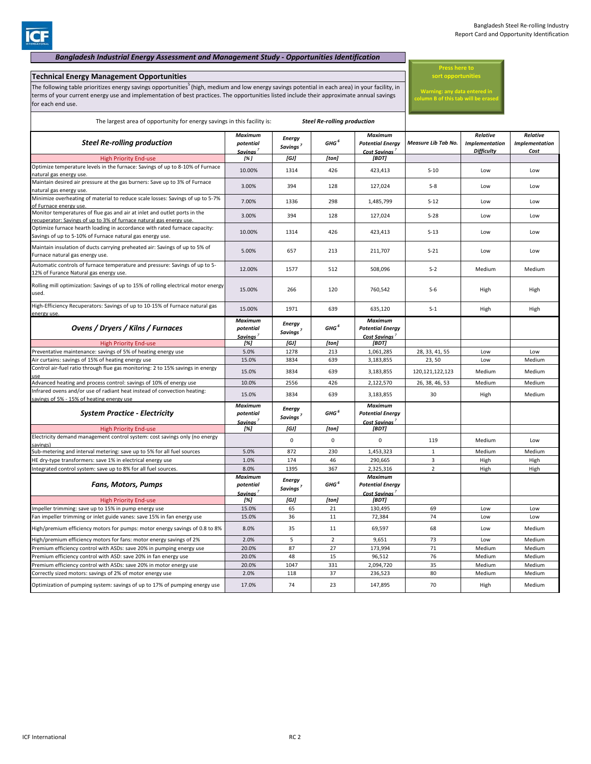## Bangladesh Industrial Energy Assessment and Management Study - Opportunities Identification

### Technical Energy Management Opportunities

The following table prioritizes energy savings opportunities[5] (high, medium and low energy savings potential in each area) in your facility, in terms of your current energy use and implementation of best practices. The opportunities listed include their approximate annual savings for each end use.

Press here to sort opportunities

Warning: any data entered in column B of this tab will be erased

The largest area of opportunity for energy savings in this facility is: ***Steel Re-rolling production***

| ***Steel Re-rolling production*** | *Maximum potential Savings*[7] | *Energy Savings*[7] | *GHG*[6] | *Maximum Potential Energy Cost Savings*[7] | *Measure Lib Tab No.* | *Relative Implementation Difficulty* | *Relative Implementation Cost* |
|---|---|---|---|---|---|---|---|
| High Priority End-use | *[%]* | *[GJ]* | *[ton]* | *[BDT]* | | | |
| Optimize temperature levels in the furnace: Savings of up to 8-10% of Furnace natural gas energy use. | 10.00% | 1314 | 426 | 423,413 | S-10 | Low | Low |
| Maintain desired air pressure at the gas burners: Save up to 3% of Furnace natural gas energy use. | 3.00% | 394 | 128 | 127,024 | S-8 | Low | Low |
| Minimize overheating of material to reduce scale losses: Savings of up to 5-7% of Furnace energy use. | 7.00% | 1336 | 298 | 1,485,799 | S-12 | Low | Low |
| Monitor temperatures of flue gas and air at inlet and outlet ports in the recuperator: Savings of up to 3% of furnace natural gas energy use. | 3.00% | 394 | 128 | 127,024 | S-28 | Low | Low |
| Optimize furnace hearth loading in accordance with rated furnace capacity: Savings of up to 5-10% of Furnace natural gas energy use. | 10.00% | 1314 | 426 | 423,413 | S-13 | Low | Low |
| Maintain insulation of ducts carrying preheated air: Savings of up to 5% of Furnace natural gas energy use. | 5.00% | 657 | 213 | 211,707 | S-21 | Low | Low |
| Automatic controls of furnace temperature and pressure: Savings of up to 5-12% of Furance Natural gas energy use. | 12.00% | 1577 | 512 | 508,096 | S-2 | Medium | Medium |
| Rolling mill optimization: Savings of up to 15% of rolling electrical motor energy used. | 15.00% | 266 | 120 | 760,542 | S-6 | High | High |
| High-Efficiency Recuperators: Savings of up to 10-15% of Furnace natural gas energy use. | 15.00% | 1971 | 639 | 635,120 | S-1 | High | High |
| ***Ovens / Dryers / Kilns / Furnaces*** | *Maximum potential Savings*[7] | *Energy Savings*[7] | *GHG*[6] | *Maximum Potential Energy Cost Savings*[7] | | | |
| High Priority End-use | *[%]* | *[GJ]* | *[ton]* | *[BDT]* | | | |
| Preventative maintenance: savings of 5% of heating energy use | 5.0% | 1278 | 213 | 1,061,285 | 28, 33, 41, 55 | Low | Low |
| Air curtains: savings of 15% of heating energy use | 15.0% | 3834 | 639 | 3,183,855 | 23, 50 | Low | Medium |
| Control air-fuel ratio through flue gas monitoring: 2 to 15% savings in energy use | 15.0% | 3834 | 639 | 3,183,855 | 120,121,122,123 | Medium | Medium |
| Advanced heating and process control: savings of 10% of energy use | 10.0% | 2556 | 426 | 2,122,570 | 26, 38, 46, 53 | Medium | Medium |
| Infrared ovens and/or use of radiant heat instead of convection heating: savings of 5% - 15% of heating energy use | 15.0% | 3834 | 639 | 3,183,855 | 30 | High | Medium |
| ***System Practice - Electricity*** | *Maximum potential Savings*[7] | *Energy Savings*[7] | *GHG*[6] | *Maximum Potential Energy Cost Savings*[7] | | | |
| High Priority End-use | *[%]* | *[GJ]* | *[ton]* | *[BDT]* | | | |
| Electricity demand management control system: cost savings only (no energy savings) | | 0 | 0 | 0 | 119 | Medium | Low |
| Sub-metering and interval metering: save up to 5% for all fuel sources | 5.0% | 872 | 230 | 1,453,323 | 1 | Medium | Medium |
| HE dry-type transformers: save 1% in electrical energy use | 1.0% | 174 | 46 | 290,665 | 3 | High | High |
| Integrated control system: save up to 8% for all fuel sources. | 8.0% | 1395 | 367 | 2,325,316 | 2 | High | High |
| ***Fans, Motors, Pumps*** | *Maximum potential Savings*[7] | *Energy Savings*[7] | *GHG*[6] | *Maximum Potential Energy Cost Savings*[7] | | | |
| High Priority End-use | *[%]* | *[GJ]* | *[ton]* | *[BDT]* | | | |
| Impeller trimming: save up to 15% in pump energy use | 15.0% | 65 | 21 | 130,495 | 69 | Low | Low |
| Fan impeller trimming or inlet guide vanes: save 15% in fan energy use | 15.0% | 36 | 11 | 72,384 | 74 | Low | Low |
| High/premium efficiency motors for pumps: motor energy savings of 0.8 to 8% | 8.0% | 35 | 11 | 69,597 | 68 | Low | Medium |
| High/premium efficiency motors for fans: motor energy savings of 2% | 2.0% | 5 | 2 | 9,651 | 73 | Low | Medium |
| Premium efficiency control with ASDs: save 20% in pumping energy use | 20.0% | 87 | 27 | 173,994 | 71 | Medium | Medium |
| Premium efficiency control with ASD: save 20% in fan energy use | 20.0% | 48 | 15 | 96,512 | 76 | Medium | Medium |
| Premium efficiency control with ASDs: save 20% in motor energy use | 20.0% | 1047 | 331 | 2,094,720 | 35 | Medium | Medium |
| Correctly sized motors: savings of 2% of motor energy use | 2.0% | 118 | 37 | 236,523 | 80 | Medium | Medium |
| Optimization of pumping system: savings of up to 17% of pumping energy use | 17.0% | 74 | 23 | 147,895 | 70 | High | Medium |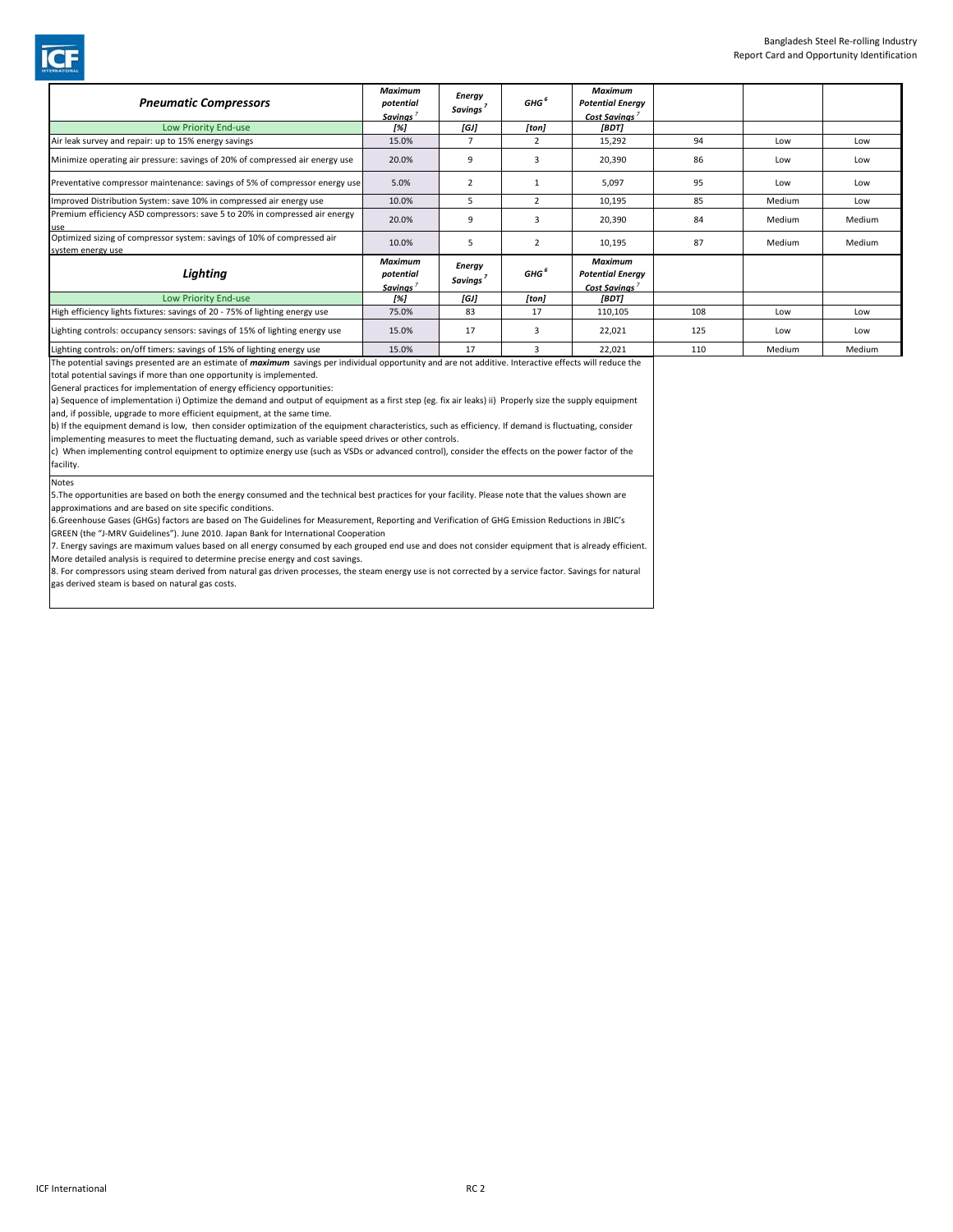| Pneumatic Compressors | Maximum potential Savings [7] | Energy Savings [7] | GHG [6] | Maximum Potential Energy Cost Savings [7] | | | |
|---|---|---|---|---|---|---|---|
| Low Priority End-use | [%] | [GJ] | [ton] | [BDT] | | | |
| Air leak survey and repair: up to 15% energy savings | 15.0% | 7 | 2 | 15,292 | 94 | Low | Low |
| Minimize operating air pressure: savings of 20% of compressed air energy use | 20.0% | 9 | 3 | 20,390 | 86 | Low | Low |
| Preventative compressor maintenance: savings of 5% of compressor energy use | 5.0% | 2 | 1 | 5,097 | 95 | Low | Low |
| Improved Distribution System: save 10% in compressed air energy use | 10.0% | 5 | 2 | 10,195 | 85 | Medium | Low |
| Premium efficiency ASD compressors: save 5 to 20% in compressed air energy use | 20.0% | 9 | 3 | 20,390 | 84 | Medium | Medium |
| Optimized sizing of compressor system: savings of 10% of compressed air system energy use | 10.0% | 5 | 2 | 10,195 | 87 | Medium | Medium |
| **Lighting** | **Maximum potential Savings [7]** | **Energy Savings [7]** | **GHG [6]** | **Maximum Potential Energy Cost Savings [7]** | | | |
| Low Priority End-use | [%] | [GJ] | [ton] | [BDT] | | | |
| High efficiency lights fixtures: savings of 20 - 75% of lighting energy use | 75.0% | 83 | 17 | 110,105 | 108 | Low | Low |
| Lighting controls: occupancy sensors: savings of 15% of lighting energy use | 15.0% | 17 | 3 | 22,021 | 125 | Low | Low |
| Lighting controls: on/off timers: savings of 15% of lighting energy use | 15.0% | 17 | 3 | 22,021 | 110 | Medium | Medium |

The potential savings presented are an estimate of ***maximum*** savings per individual opportunity and are not additive. Interactive effects will reduce the total potential savings if more than one opportunity is implemented.

General practices for implementation of energy efficiency opportunities:

a) Sequence of implementation i) Optimize the demand and output of equipment as a first step (eg. fix air leaks) ii) Properly size the supply equipment and, if possible, upgrade to more efficient equipment, at the same time.

b) If the equipment demand is low, then consider optimization of the equipment characteristics, such as efficiency. If demand is fluctuating, consider implementing measures to meet the fluctuating demand, such as variable speed drives or other controls.

c) When implementing control equipment to optimize energy use (such as VSDs or advanced control), consider the effects on the power factor of the facility.

Notes

5.The opportunities are based on both the energy consumed and the technical best practices for your facility. Please note that the values shown are approximations and are based on site specific conditions.

6.Greenhouse Gases (GHGs) factors are based on The Guidelines for Measurement, Reporting and Verification of GHG Emission Reductions in JBIC's GREEN (the "J-MRV Guidelines"). June 2010. Japan Bank for International Cooperation

7. Energy savings are maximum values based on all energy consumed by each grouped end use and does not consider equipment that is already efficient. More detailed analysis is required to determine precise energy and cost savings.

8. For compressors using steam derived from natural gas driven processes, the steam energy use is not corrected by a service factor. Savings for natural gas derived steam is based on natural gas costs.